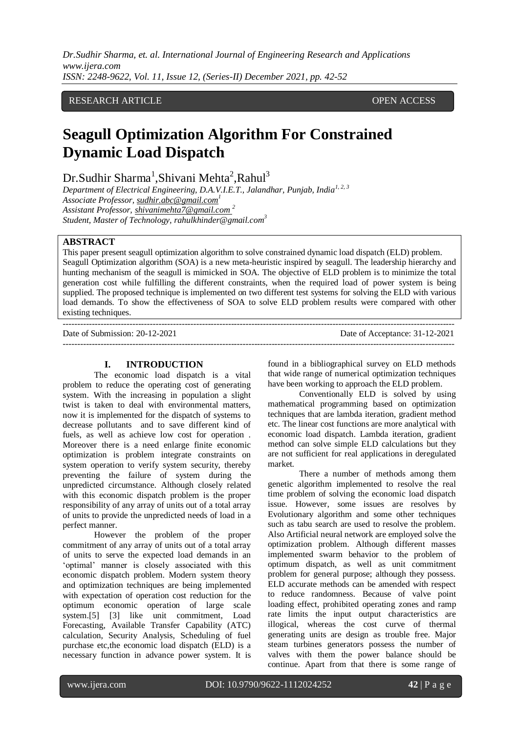RESEARCH ARTICLE OPEN ACCESS

# Seagull Optimization Algorithm For Constrained Dynamic Load Dispatch

Dr.Sudhir Sharma[1], Shivani Mehta[2], Rahul[3]

*Department of Electrical Engineering, D.A.V.I.E.T., Jalandhar, Punjab, India[1, 2, 3]*
*Associate Professor, sudhir.abc@gmail.com[1]*
*Assistant Professor, shivanimehta7@gmail.com [2]*
*Student, Master of Technology, rahulkhinder@gmail.com[3]*

## ABSTRACT

This paper present seagull optimization algorithm to solve constrained dynamic load dispatch (ELD) problem. Seagull Optimization algorithm (SOA) is a new meta-heuristic inspired by seagull. The leadership hierarchy and hunting mechanism of the seagull is mimicked in SOA. The objective of ELD problem is to minimize the total generation cost while fulfilling the different constraints, when the required load of power system is being supplied. The proposed technique is implemented on two different test systems for solving the ELD with various load demands. To show the effectiveness of SOA to solve ELD problem results were compared with other existing techniques.

---

Date of Submission: 20-12-2021 Date of Acceptance: 31-12-2021

---

## I. INTRODUCTION

The economic load dispatch is a vital problem to reduce the operating cost of generating system. With the increasing in population a slight twist is taken to deal with environmental matters, now it is implemented for the dispatch of systems to decrease pollutants and to save different kind of fuels, as well as achieve low cost for operation . Moreover there is a need enlarge finite economic optimization is problem integrate constraints on system operation to verify system security, thereby preventing the failure of system during the unpredicted circumstance. Although closely related with this economic dispatch problem is the proper responsibility of any array of units out of a total array of units to provide the unpredicted needs of load in a perfect manner.

However the problem of the proper commitment of any array of units out of a total array of units to serve the expected load demands in an 'optimal' manner is closely associated with this economic dispatch problem. Modern system theory and optimization techniques are being implemented with expectation of operation cost reduction for the optimum economic operation of large scale system.[5] [3] like unit commitment, Load Forecasting, Available Transfer Capability (ATC) calculation, Security Analysis, Scheduling of fuel purchase etc,the economic load dispatch (ELD) is a necessary function in advance power system. It is found in a bibliographical survey on ELD methods that wide range of numerical optimization techniques have been working to approach the ELD problem.

Conventionally ELD is solved by using mathematical programming based on optimization techniques that are lambda iteration, gradient method etc. The linear cost functions are more analytical with economic load dispatch. Lambda iteration, gradient method can solve simple ELD calculations but they are not sufficient for real applications in deregulated market.

There a number of methods among them genetic algorithm implemented to resolve the real time problem of solving the economic load dispatch issue. However, some issues are resolves by Evolutionary algorithm and some other techniques such as tabu search are used to resolve the problem. Also Artificial neural network are employed solve the optimization problem. Although different masses implemented swarm behavior to the problem of optimum dispatch, as well as unit commitment problem for general purpose; although they possess. ELD accurate methods can be amended with respect to reduce randomness. Because of valve point loading effect, prohibited operating zones and ramp rate limits the input output characteristics are illogical, whereas the cost curve of thermal generating units are design as trouble free. Major steam turbines generators possess the number of valves with them the power balance should be continue. Apart from that there is some range of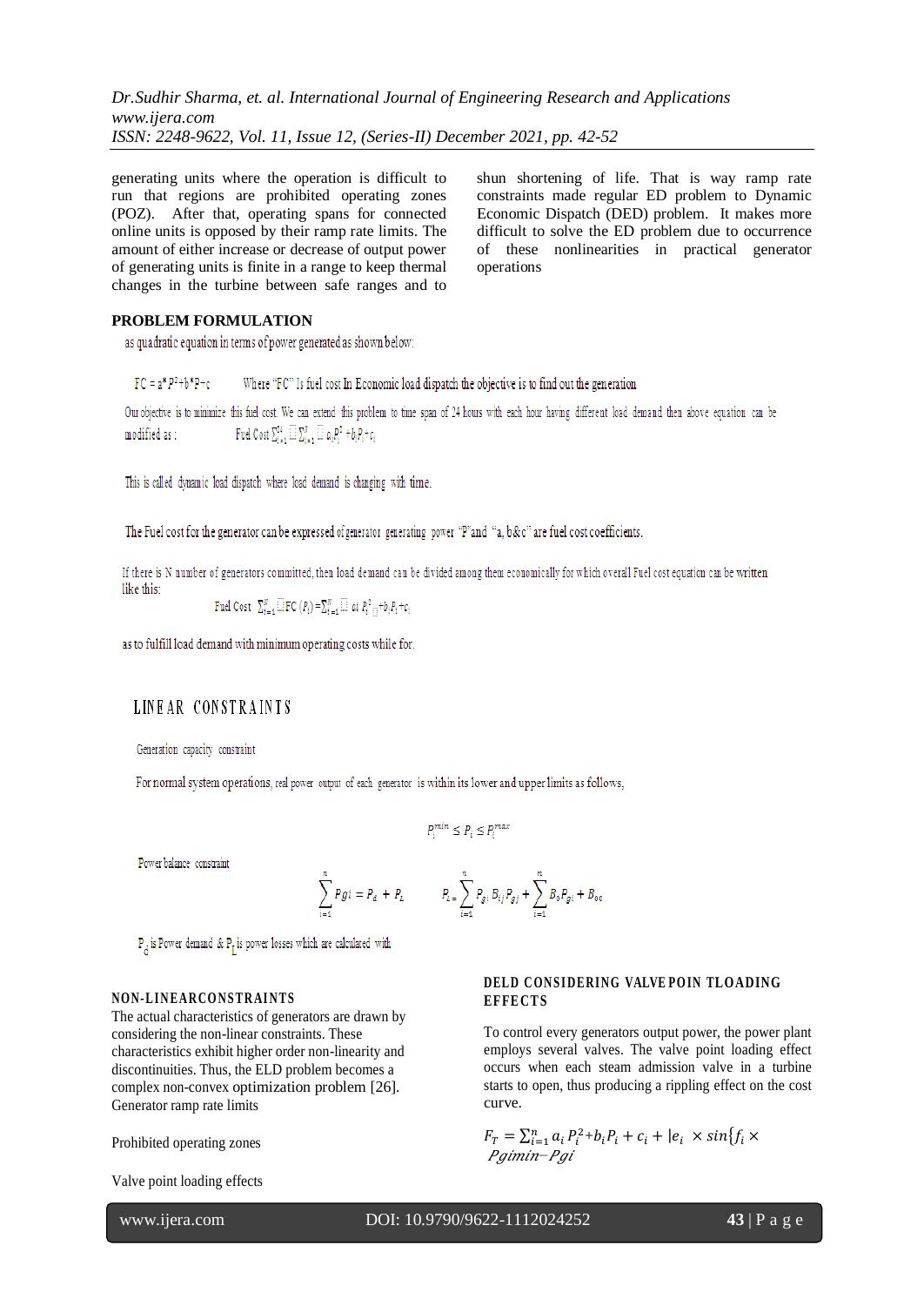generating units where the operation is difficult to run that regions are prohibited operating zones (POZ). After that, operating spans for connected online units is opposed by their ramp rate limits. The amount of either increase or decrease of output power of generating units is finite in a range to keep thermal changes in the turbine between safe ranges and to shun shortening of life. That is way ramp rate constraints made regular ED problem to Dynamic Economic Dispatch (DED) problem. It makes more difficult to solve the ED problem due to occurrence of these nonlinearities in practical generator operations

## PROBLEM FORMULATION

as quadratic equation in terms of power generated as shown below:

$FC = a*P^2+b*P+c$   Where "FC" Is fuel cost In Economic load dispatch the objective is to find out the generation

Our objective is to minimize this fuel cost. We can extend this problem to time span of 24 hours with each hour having different load demand then above equation can be modified as :   Fuel Cost $\sum_{t=1}^{24}\sum_{i=1}^{N} a_i P_i^2 + b_i P_i + c_i$

This is called dynamic load dispatch where load demand is changing with time.

The Fuel cost for the generator can be expressed of generator generating power "P" and "a, b&c" are fuel cost coefficients.

If there is N number of generators committed, then load demand can be divided among them economically for which overall Fuel cost equation can be written like this:

Fuel Cost $\sum_{i=1}^{N} FC\,(P_i) = \sum_{i=1}^{N} ai\; P_i^2 + b_i P_i + c_i$

as to fulfill load demand with minimum operating costs while for.

## LINEAR CONSTRAINTS

Generation capacity constraint

For normal system operations, real power output of each generator is within its lower and upper limits as follows,

$$P_i^{min} \le P_i \le P_i^{max}$$

Power balance constraint

$$\sum_{i=1}^{n} Pgi = P_d + P_L \qquad P_L = \sum_{i=1}^{n} P_{gi} B_{ij} P_{gj} + \sum_{i=1}^{n} B_0 P_{gi} + B_{00}$$

$P_d$ is Power demand & $P_L$ is power losses which are calculated with

## NON-LINEARCONSTRAINTS

The actual characteristics of generators are drawn by considering the non-linear constraints. These characteristics exhibit higher order non-linearity and discontinuities. Thus, the ELD problem becomes a complex non-convex optimization problem [26].

Generator ramp rate limits

Prohibited operating zones

Valve point loading effects

## DELD CONSIDERING VALVE POIN TLOADING EFFECTS

To control every generators output power, the power plant employs several valves. The valve point loading effect occurs when each steam admission valve in a turbine starts to open, thus producing a rippling effect on the cost curve.

$$F_T = \sum_{i=1}^{n} a_i P_i^2 + b_i P_i + c_i + |e_i \times sin\{f_i \times Pgimin - Pgi$$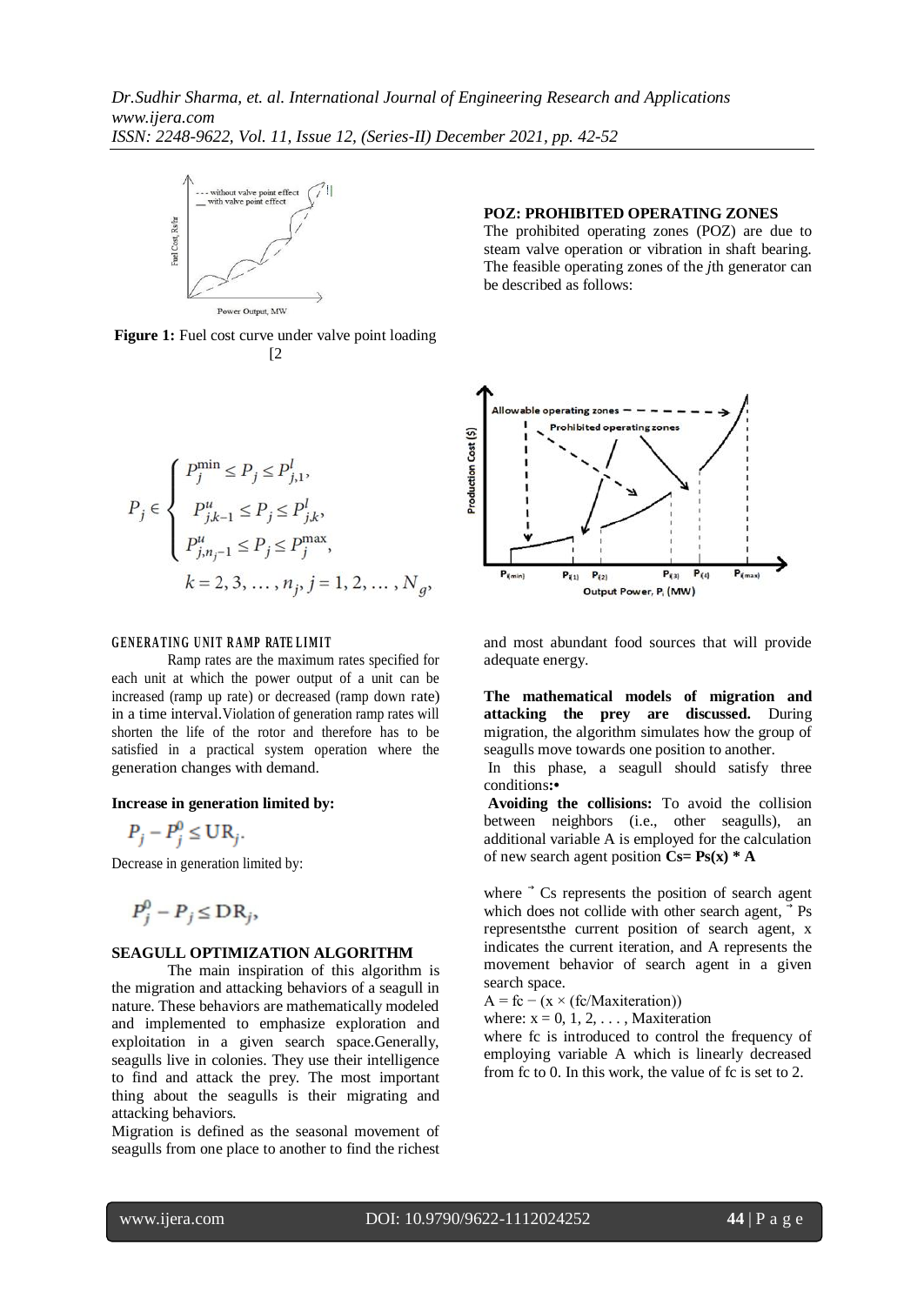**Figure 1:** Fuel cost curve under valve point loading [2

**POZ: PROHIBITED OPERATING ZONES**

The prohibited operating zones (POZ) are due to steam valve operation or vibration in shaft bearing. The feasible operating zones of the *j*th generator can be described as follows:

$$P_j \in \begin{cases} P_j^{\min} \le P_j \le P_{j,1}^l, \\ P_{j,k-1}^u \le P_j \le P_{j,k}^l, \\ P_{j,n_j-1}^u \le P_j \le P_j^{\max}, \\ k = 2, 3, \ldots, n_j, j = 1, 2, \ldots, N_g, \end{cases}$$

**GENERATING UNIT RAMP RATE LIMIT**

Ramp rates are the maximum rates specified for each unit at which the power output of a unit can be increased (ramp up rate) or decreased (ramp down rate) in a time interval. Violation of generation ramp rates will shorten the life of the rotor and therefore has to be satisfied in a practical system operation where the generation changes with demand.

**Increase in generation limited by:**

$$P_j - P_j^0 \le \mathrm{UR}_j.$$

Decrease in generation limited by:

$$P_j^0 - P_j \le \mathrm{DR}_j,$$

**SEAGULL OPTIMIZATION ALGORITHM**

The main inspiration of this algorithm is the migration and attacking behaviors of a seagull in nature. These behaviors are mathematically modeled and implemented to emphasize exploration and exploitation in a given search space.Generally, seagulls live in colonies. They use their intelligence to find and attack the prey. The most important thing about the seagulls is their migrating and attacking behaviors.

Migration is defined as the seasonal movement of seagulls from one place to another to find the richest and most abundant food sources that will provide adequate energy.

**The mathematical models of migration and attacking the prey are discussed.** During migration, the algorithm simulates how the group of seagulls move towards one position to another.

In this phase, a seagull should satisfy three conditions**:•**

**Avoiding the collisions:** To avoid the collision between neighbors (i.e., other seagulls), an additional variable A is employed for the calculation of new search agent position **Cs= Ps(x) * A**

where $\vec{C_s}$ represents the position of search agent which does not collide with other search agent, $\vec{P_s}$ representsthe current position of search agent, x indicates the current iteration, and A represents the movement behavior of search agent in a given search space.

A = fc − (x × (fc/Maxiteration))

where: x = 0, 1, 2, . . . , Maxiteration

where fc is introduced to control the frequency of employing variable A which is linearly decreased from fc to 0. In this work, the value of fc is set to 2.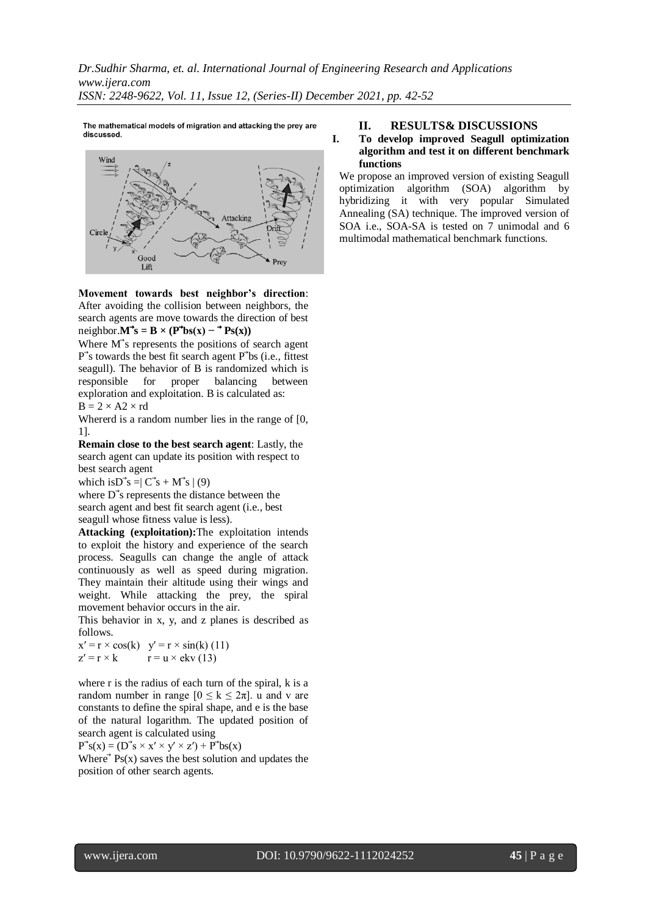The mathematical models of migration and attacking the prey are discussed.

**Movement towards best neighbor's direction**: After avoiding the collision between neighbors, the search agents are move towards the direction of best neighbor. $\vec{M}_s = B \times (\vec{P}_{bs}(x) - \vec{P}_s(x))$

Where $\vec{M}_s$ represents the positions of search agent $\vec{P}_s$ towards the best fit search agent $\vec{P}_{bs}$ (i.e., fittest seagull). The behavior of B is randomized which is responsible for proper balancing between exploration and exploitation. B is calculated as:

$B = 2 \times A2 \times rd$

Whererd is a random number lies in the range of [0, 1].

**Remain close to the best search agent**: Lastly, the search agent can update its position with respect to best search agent

which is $\vec{D}_s = | \vec{C}_s + \vec{M}_s |$ (9)

where $\vec{D}_s$ represents the distance between the search agent and best fit search agent (i.e., best seagull whose fitness value is less).

**Attacking (exploitation):** The exploitation intends to exploit the history and experience of the search process. Seagulls can change the angle of attack continuously as well as speed during migration. They maintain their altitude using their wings and weight. While attacking the prey, the spiral movement behavior occurs in the air.

This behavior in x, y, and z planes is described as follows.

$x' = r \times \cos(k)$ $\quad y' = r \times \sin(k)$ (11)

$z' = r \times k$ $\quad r = u \times e^{kv}$ (13)

where r is the radius of each turn of the spiral, k is a random number in range $[0 \leq k \leq 2\pi]$. u and v are constants to define the spiral shape, and e is the base of the natural logarithm. The updated position of search agent is calculated using

$\vec{P}_s(x) = (\vec{D}_s \times x' \times y' \times z') + \vec{P}_{bs}(x)$

Where $\vec{P}_s(x)$ saves the best solution and updates the position of other search agents.

## II. RESULTS& DISCUSSIONS

### I. To develop improved Seagull optimization algorithm and test it on different benchmark functions

We propose an improved version of existing Seagull optimization algorithm (SOA) algorithm by hybridizing it with very popular Simulated Annealing (SA) technique. The improved version of SOA i.e., SOA-SA is tested on 7 unimodal and 6 multimodal mathematical benchmark functions.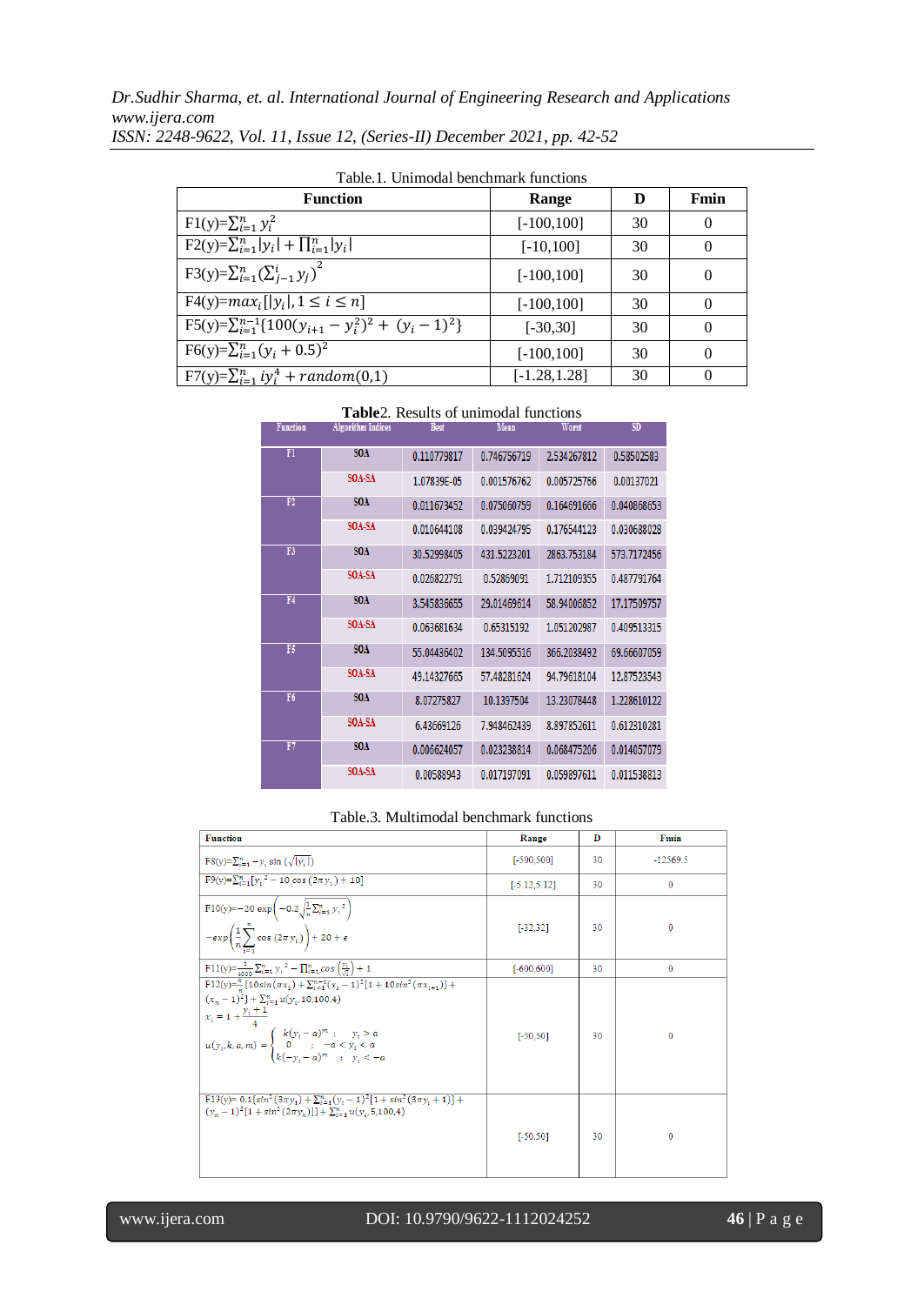Table.1. Unimodal benchmark functions

| Function | Range | D | Fmin |
|---|---|---|---|
| F1(y)=$\sum_{i=1}^{n} y_i^2$ | [-100,100] | 30 | 0 |
| F2(y)=$\sum_{i=1}^{n}\|y_i\| + \prod_{i=1}^{n}\|y_i\|$ | [-10,100] | 30 | 0 |
| F3(y)=$\sum_{i=1}^{n}\left(\sum_{j-1}^{i} y_j\right)^2$ | [-100,100] | 30 | 0 |
| F4(y)=$max_i[\|y_i\|, 1 \le i \le n]$ | [-100,100] | 30 | 0 |
| F5(y)=$\sum_{i=1}^{n-1}\{100(y_{i+1} - y_i^2)^2 + (y_i - 1)^2\}$ | [-30,30] | 30 | 0 |
| F6(y)=$\sum_{i=1}^{n}(y_i + 0.5)^2$ | [-100,100] | 30 | 0 |
| F7(y)=$\sum_{i=1}^{n} i y_i^4 + random(0,1)$ | [-1.28,1.28] | 30 | 0 |

**Table**2. Results of unimodal functions

| Function | Algorithm Indices | Best | Mean | Worst | SD |
|---|---|---|---|---|---|
| F1 | SOA | 0.110779817 | 0.746756719 | 2.534267812 | 0.58502583 |
| | SOA-SA | 1.07839E-05 | 0.001576762 | 0.005725766 | 0.00137021 |
| F2 | SOA | 0.011673452 | 0.075060759 | 0.164691666 | 0.040868653 |
| | SOA-SA | 0.010644108 | 0.039424795 | 0.176544123 | 0.030688028 |
| F3 | SOA | 30.52998405 | 431.5223201 | 2863.753184 | 573.7172456 |
| | SOA-SA | 0.026822791 | 0.52869091 | 1.712109355 | 0.487791764 |
| F4 | SOA | 3.545836655 | 29.01469614 | 58.94006852 | 17.17509757 |
| | SOA-SA | 0.063681634 | 0.65315192 | 1.051202987 | 0.409513315 |
| F5 | SOA | 55.04436402 | 134.5095516 | 366.2038492 | 69.66607059 |
| | SOA-SA | 49.14327665 | 57.48281624 | 94.79618104 | 12.87523543 |
| F6 | SOA | 8.07275827 | 10.1397504 | 13.23078448 | 1.228610122 |
| | SOA-SA | 6.43669126 | 7.948462439 | 8.897852611 | 0.612310281 |
| F7 | SOA | 0.006624057 | 0.023238814 | 0.068475206 | 0.014057079 |
| | SOA-SA | 0.00588943 | 0.017197091 | 0.059897611 | 0.011538813 |

Table.3. Multimodal benchmark functions

| Function | Range | D | Fmin |
|---|---|---|---|
| F8(y)=$\sum_{i=1}^{n} -y_i \sin\left(\sqrt{\|y_i\|}\right)$ | [-500,500] | 30 | -12569.5 |
| F9(y)=$\sum_{i=1}^{n}[y_i^2 - 10\cos(2\pi y_i) + 10]$ | [-5.12,5.12] | 30 | 0 |
| F10(y)=$-20\exp\left(-0.2\sqrt{\frac{1}{n}\sum_{i=1}^{n} y_i^2}\right) - \exp\left(\frac{1}{n}\sum_{i=1}^{n}\cos(2\pi y_i)\right) + 20 + e$ | [-32,32] | 30 | 0 |
| F11(y)=$\frac{1}{4000}\sum_{i=1}^{n} y_i^2 - \prod_{i=1}^{n}\cos\left(\frac{y_i}{\sqrt{i}}\right) + 1$ | [-600,600] | 30 | 0 |
| F12(y)=$\frac{\pi}{n}\{10\sin(\pi x_1) + \sum_{i=1}^{n-1}(x_i - 1)^2[1 + 10\sin^2(\pi x_{i+1})] + (x_n - 1)^2\} + \sum_{i=1}^{n} u(y_i, 10, 100, 4)$; $x_i = 1 + \frac{y_i + 1}{4}$; $u(y_i, k, a, m) = \begin{cases} k(y_i - a)^m ; & y_i > a \\ 0 ; & -a < y_i < a \\ k(-y_i - a)^m ; & y_i < -a \end{cases}$ | [-50,50] | 30 | 0 |
| F13(y)= $0.1\{\sin^2(3\pi y_1) + \sum_{i=1}^{n}(y_i - 1)^2[1 + \sin^2(3\pi y_i + 1)] + (y_n - 1)^2[1 + \sin^2(2\pi y_n)]\} + \sum_{i=1}^{n} u(y_i, 5, 100, 4)$ | [-50,50] | 30 | 0 |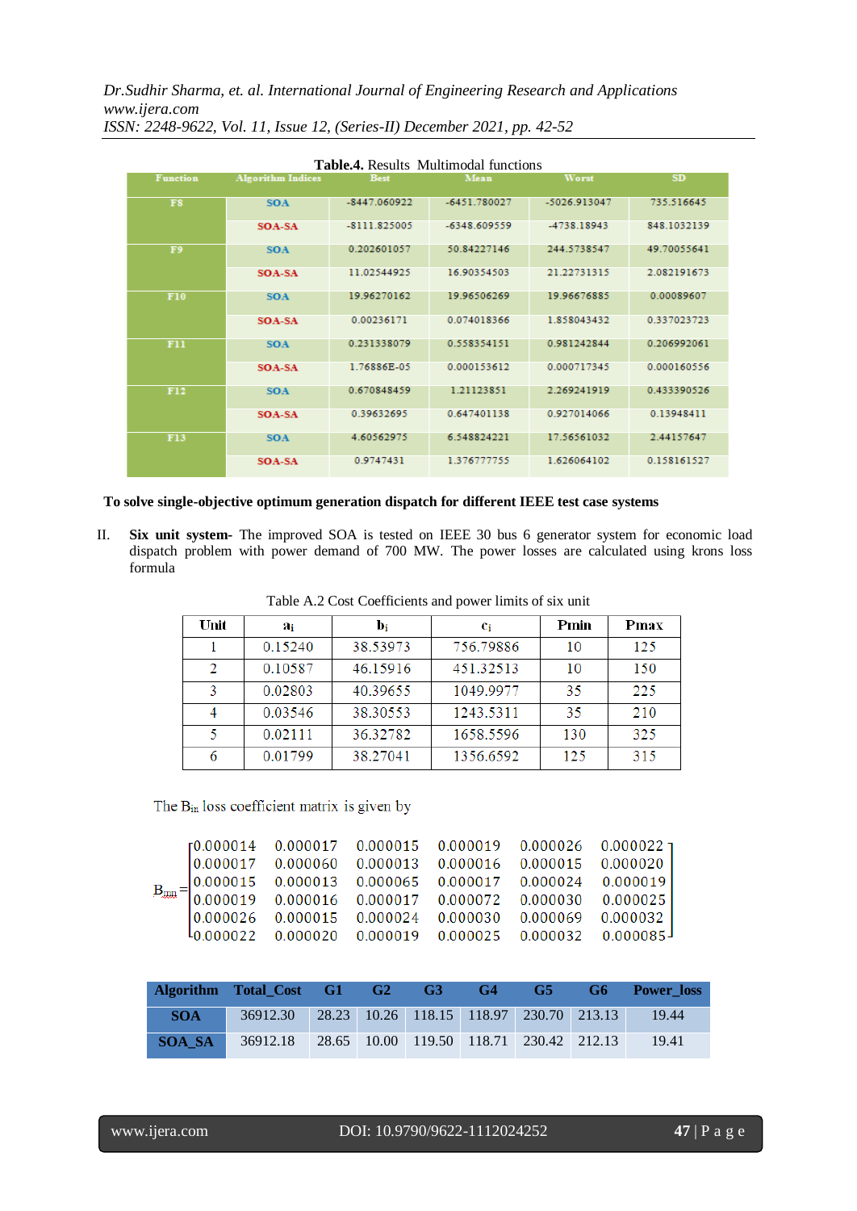**Table.4.** Results Multimodal functions

| Function | Algorithm Indices | Best | Mean | Worst | SD |
|---|---|---|---|---|---|
| F8 | SOA | -8447.060922 | -6451.780027 | -5026.913047 | 735.516645 |
| | SOA-SA | -8111.825005 | -6348.609559 | -4738.18943 | 848.1032139 |
| F9 | SOA | 0.202601057 | 50.84227146 | 244.5738547 | 49.70055641 |
| | SOA-SA | 11.02544925 | 16.90354503 | 21.22731315 | 2.082191673 |
| F10 | SOA | 19.96270162 | 19.96506269 | 19.96676885 | 0.00089607 |
| | SOA-SA | 0.00236171 | 0.074018366 | 1.858043432 | 0.337023723 |
| F11 | SOA | 0.231338079 | 0.558354151 | 0.981242844 | 0.206992061 |
| | SOA-SA | 1.76886E-05 | 0.000153612 | 0.000717345 | 0.000160556 |
| F12 | SOA | 0.670848459 | 1.21123851 | 2.269241919 | 0.433390526 |
| | SOA-SA | 0.39632695 | 0.647401138 | 0.927014066 | 0.13948411 |
| F13 | SOA | 4.60562975 | 6.548824221 | 17.56561032 | 2.44157647 |
| | SOA-SA | 0.9747431 | 1.376777755 | 1.626064102 | 0.158161527 |

**To solve single-objective optimum generation dispatch for different IEEE test case systems**

II. **Six unit system-** The improved SOA is tested on IEEE 30 bus 6 generator system for economic load dispatch problem with power demand of 700 MW. The power losses are calculated using krons loss formula

Table A.2 Cost Coefficients and power limits of six unit

| Unit | $a_i$ | $b_i$ | $c_i$ | Pmin | Pmax |
|---|---|---|---|---|---|
| 1 | 0.15240 | 38.53973 | 756.79886 | 10 | 125 |
| 2 | 0.10587 | 46.15916 | 451.32513 | 10 | 150 |
| 3 | 0.02803 | 40.39655 | 1049.9977 | 35 | 225 |
| 4 | 0.03546 | 38.30553 | 1243.5311 | 35 | 210 |
| 5 | 0.02111 | 36.32782 | 1658.5596 | 130 | 325 |
| 6 | 0.01799 | 38.27041 | 1356.6592 | 125 | 315 |

The $B_{in}$ loss coefficient matrix is given by

$$
B_{mn} = \begin{bmatrix} 0.000014 & 0.000017 & 0.000015 & 0.000019 & 0.000026 & 0.000022 \\ 0.000017 & 0.000060 & 0.000013 & 0.000016 & 0.000015 & 0.000020 \\ 0.000015 & 0.000013 & 0.000065 & 0.000017 & 0.000024 & 0.000019 \\ 0.000019 & 0.000016 & 0.000017 & 0.000072 & 0.000030 & 0.000025 \\ 0.000026 & 0.000015 & 0.000024 & 0.000030 & 0.000069 & 0.000032 \\ 0.000022 & 0.000020 & 0.000019 & 0.000025 & 0.000032 & 0.000085 \end{bmatrix}
$$

| Algorithm | Total_Cost | G1 | G2 | G3 | G4 | G5 | G6 | Power_loss |
|---|---|---|---|---|---|---|---|---|
| SOA | 36912.30 | 28.23 | 10.26 | 118.15 | 118.97 | 230.70 | 213.13 | 19.44 |
| SOA_SA | 36912.18 | 28.65 | 10.00 | 119.50 | 118.71 | 230.42 | 212.13 | 19.41 |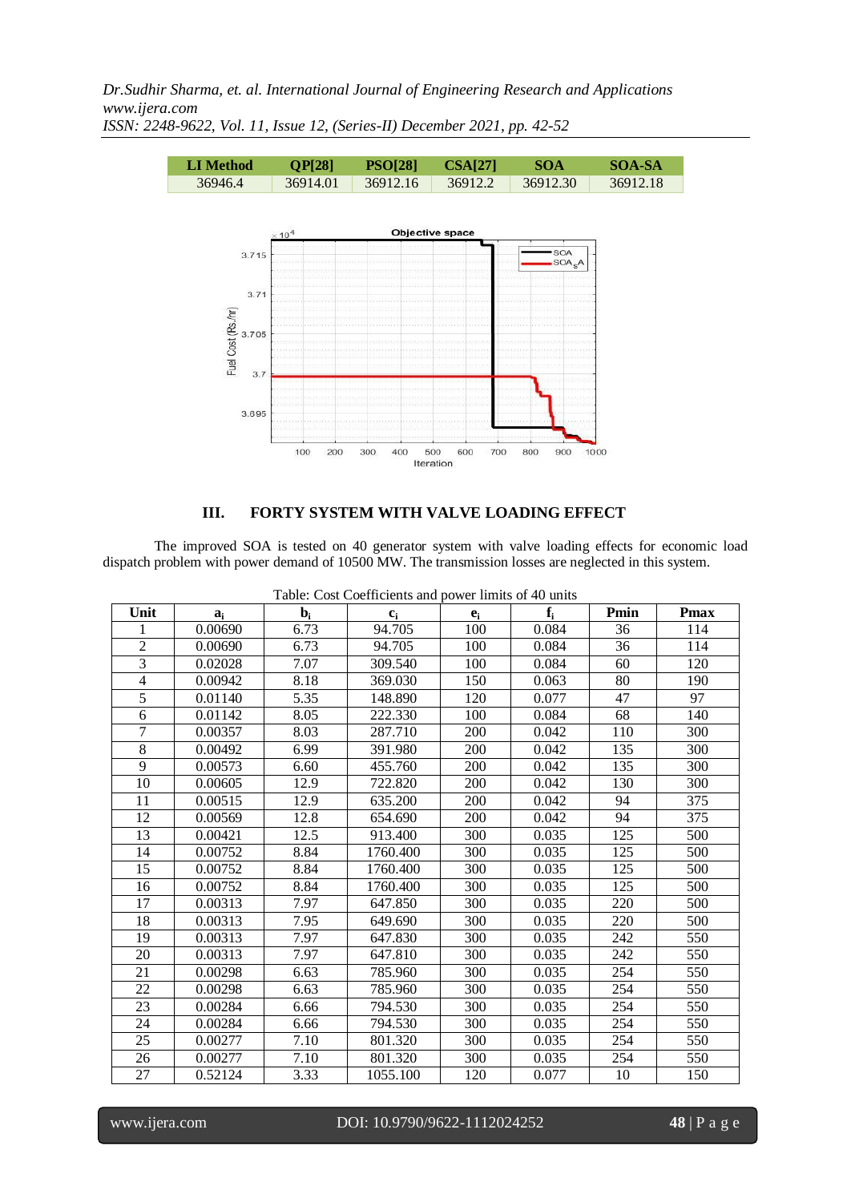| LI Method | QP[28] | PSO[28] | CSA[27] | SOA | SOA-SA |
|---|---|---|---|---|---|
| 36946.4 | 36914.01 | 36912.16 | 36912.2 | 36912.30 | 36912.18 |

## III. FORTY SYSTEM WITH VALVE LOADING EFFECT

The improved SOA is tested on 40 generator system with valve loading effects for economic load dispatch problem with power demand of 10500 MW. The transmission losses are neglected in this system.

Table: Cost Coefficients and power limits of 40 units

| Unit | $a_i$ | $b_i$ | $c_i$ | $e_i$ | $f_i$ | Pmin | Pmax |
|---|---|---|---|---|---|---|---|
| 1 | 0.00690 | 6.73 | 94.705 | 100 | 0.084 | 36 | 114 |
| 2 | 0.00690 | 6.73 | 94.705 | 100 | 0.084 | 36 | 114 |
| 3 | 0.02028 | 7.07 | 309.540 | 100 | 0.084 | 60 | 120 |
| 4 | 0.00942 | 8.18 | 369.030 | 150 | 0.063 | 80 | 190 |
| 5 | 0.01140 | 5.35 | 148.890 | 120 | 0.077 | 47 | 97 |
| 6 | 0.01142 | 8.05 | 222.330 | 100 | 0.084 | 68 | 140 |
| 7 | 0.00357 | 8.03 | 287.710 | 200 | 0.042 | 110 | 300 |
| 8 | 0.00492 | 6.99 | 391.980 | 200 | 0.042 | 135 | 300 |
| 9 | 0.00573 | 6.60 | 455.760 | 200 | 0.042 | 135 | 300 |
| 10 | 0.00605 | 12.9 | 722.820 | 200 | 0.042 | 130 | 300 |
| 11 | 0.00515 | 12.9 | 635.200 | 200 | 0.042 | 94 | 375 |
| 12 | 0.00569 | 12.8 | 654.690 | 200 | 0.042 | 94 | 375 |
| 13 | 0.00421 | 12.5 | 913.400 | 300 | 0.035 | 125 | 500 |
| 14 | 0.00752 | 8.84 | 1760.400 | 300 | 0.035 | 125 | 500 |
| 15 | 0.00752 | 8.84 | 1760.400 | 300 | 0.035 | 125 | 500 |
| 16 | 0.00752 | 8.84 | 1760.400 | 300 | 0.035 | 125 | 500 |
| 17 | 0.00313 | 7.97 | 647.850 | 300 | 0.035 | 220 | 500 |
| 18 | 0.00313 | 7.95 | 649.690 | 300 | 0.035 | 220 | 500 |
| 19 | 0.00313 | 7.97 | 647.830 | 300 | 0.035 | 242 | 550 |
| 20 | 0.00313 | 7.97 | 647.810 | 300 | 0.035 | 242 | 550 |
| 21 | 0.00298 | 6.63 | 785.960 | 300 | 0.035 | 254 | 550 |
| 22 | 0.00298 | 6.63 | 785.960 | 300 | 0.035 | 254 | 550 |
| 23 | 0.00284 | 6.66 | 794.530 | 300 | 0.035 | 254 | 550 |
| 24 | 0.00284 | 6.66 | 794.530 | 300 | 0.035 | 254 | 550 |
| 25 | 0.00277 | 7.10 | 801.320 | 300 | 0.035 | 254 | 550 |
| 26 | 0.00277 | 7.10 | 801.320 | 300 | 0.035 | 254 | 550 |
| 27 | 0.52124 | 3.33 | 1055.100 | 120 | 0.077 | 10 | 150 |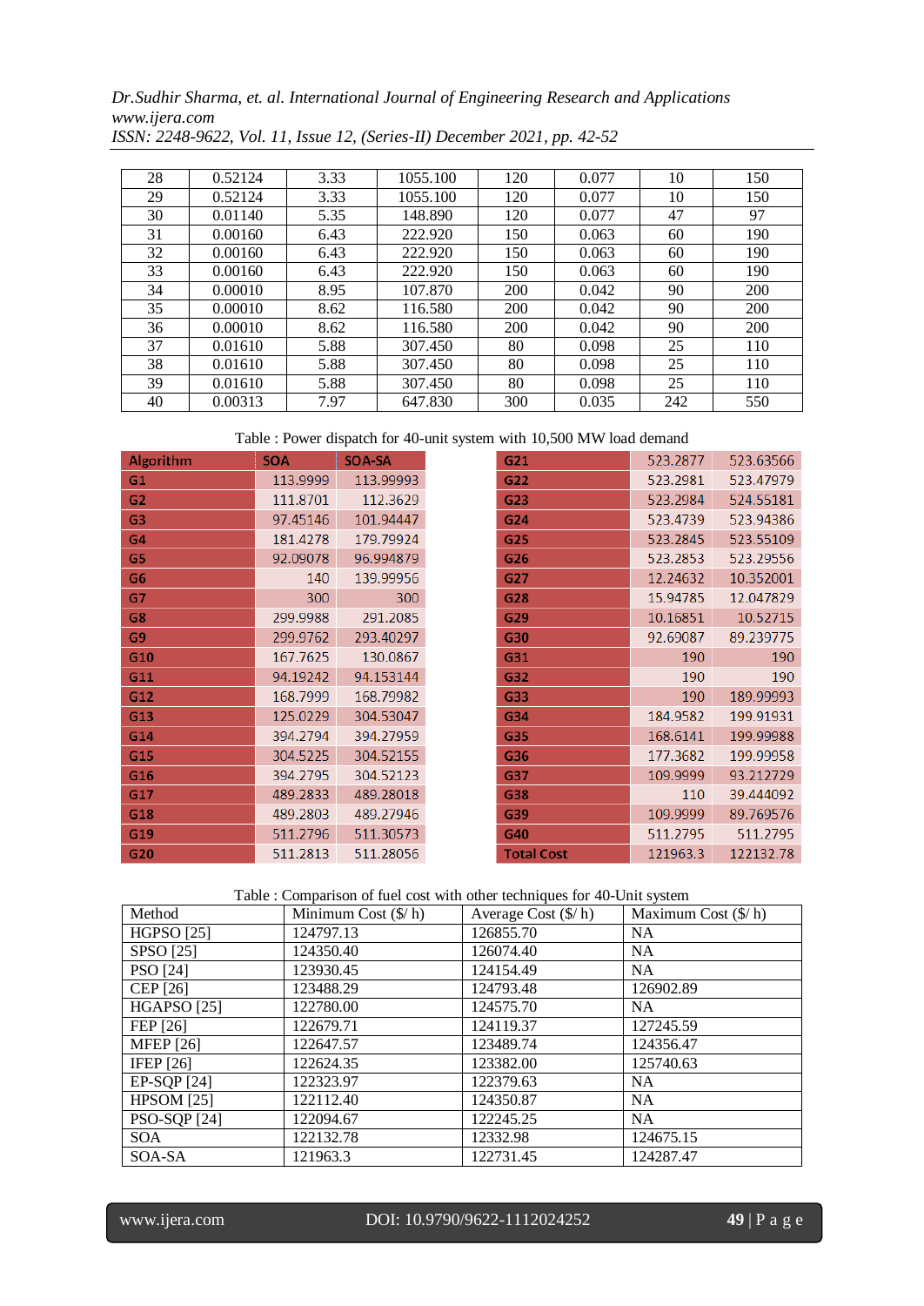| 28 | 0.52124 | 3.33 | 1055.100 | 120 | 0.077 | 10 | 150 |
|---|---|---|---|---|---|---|---|
| 29 | 0.52124 | 3.33 | 1055.100 | 120 | 0.077 | 10 | 150 |
| 30 | 0.01140 | 5.35 | 148.890 | 120 | 0.077 | 47 | 97 |
| 31 | 0.00160 | 6.43 | 222.920 | 150 | 0.063 | 60 | 190 |
| 32 | 0.00160 | 6.43 | 222.920 | 150 | 0.063 | 60 | 190 |
| 33 | 0.00160 | 6.43 | 222.920 | 150 | 0.063 | 60 | 190 |
| 34 | 0.00010 | 8.95 | 107.870 | 200 | 0.042 | 90 | 200 |
| 35 | 0.00010 | 8.62 | 116.580 | 200 | 0.042 | 90 | 200 |
| 36 | 0.00010 | 8.62 | 116.580 | 200 | 0.042 | 90 | 200 |
| 37 | 0.01610 | 5.88 | 307.450 | 80 | 0.098 | 25 | 110 |
| 38 | 0.01610 | 5.88 | 307.450 | 80 | 0.098 | 25 | 110 |
| 39 | 0.01610 | 5.88 | 307.450 | 80 | 0.098 | 25 | 110 |
| 40 | 0.00313 | 7.97 | 647.830 | 300 | 0.035 | 242 | 550 |

Table : Power dispatch for 40-unit system with 10,500 MW load demand

| Algorithm | SOA | SOA-SA | | SOA | SOA-SA |
|---|---|---|---|---|---|
| G1 | 113.9999 | 113.99993 | G21 | 523.2877 | 523.63566 |
| G2 | 111.8701 | 112.3629 | G22 | 523.2981 | 523.47979 |
| G3 | 97.45146 | 101.94447 | G23 | 523.2984 | 524.55181 |
| G4 | 181.4278 | 179.79924 | G24 | 523.4739 | 523.94386 |
| G5 | 92.09078 | 96.994879 | G25 | 523.2845 | 523.55109 |
| G6 | 140 | 139.99956 | G26 | 523.2853 | 523.29556 |
| G7 | 300 | 300 | G27 | 12.24632 | 10.352001 |
| G8 | 299.9988 | 291.2085 | G28 | 15.94785 | 12.047829 |
| G9 | 299.9762 | 293.40297 | G29 | 10.16851 | 10.52715 |
| G10 | 167.7625 | 130.0867 | G30 | 92.69087 | 89.239775 |
| G11 | 94.19242 | 94.153144 | G31 | 190 | 190 |
| G12 | 168.7999 | 168.79982 | G32 | 190 | 190 |
| G13 | 125.0229 | 304.53047 | G33 | 190 | 189.99993 |
| G14 | 394.2794 | 394.27959 | G34 | 184.9582 | 199.91931 |
| G15 | 304.5225 | 304.52155 | G35 | 168.6141 | 199.99988 |
| G16 | 394.2795 | 304.52123 | G36 | 177.3682 | 199.99958 |
| G17 | 489.2833 | 489.28018 | G37 | 109.9999 | 93.212729 |
| G18 | 489.2803 | 489.27946 | G38 | 110 | 39.444092 |
| G19 | 511.2796 | 511.30573 | G39 | 109.9999 | 89.769576 |
| G20 | 511.2813 | 511.28056 | G40 | 511.2795 | 511.2795 |
| | | | Total Cost | 121963.3 | 122132.78 |

Table : Comparison of fuel cost with other techniques for 40-Unit system

| Method | Minimum Cost ($/ h) | Average Cost ($/ h) | Maximum Cost ($/ h) |
|---|---|---|---|
| HGPSO [25] | 124797.13 | 126855.70 | NA |
| SPSO [25] | 124350.40 | 126074.40 | NA |
| PSO [24] | 123930.45 | 124154.49 | NA |
| CEP [26] | 123488.29 | 124793.48 | 126902.89 |
| HGAPSO [25] | 122780.00 | 124575.70 | NA |
| FEP [26] | 122679.71 | 124119.37 | 127245.59 |
| MFEP [26] | 122647.57 | 123489.74 | 124356.47 |
| IFEP [26] | 122624.35 | 123382.00 | 125740.63 |
| EP-SQP [24] | 122323.97 | 122379.63 | NA |
| HPSOM [25] | 122112.40 | 124350.87 | NA |
| PSO-SQP [24] | 122094.67 | 122245.25 | NA |
| SOA | 122132.78 | 12332.98 | 124675.15 |
| SOA-SA | 121963.3 | 122731.45 | 124287.47 |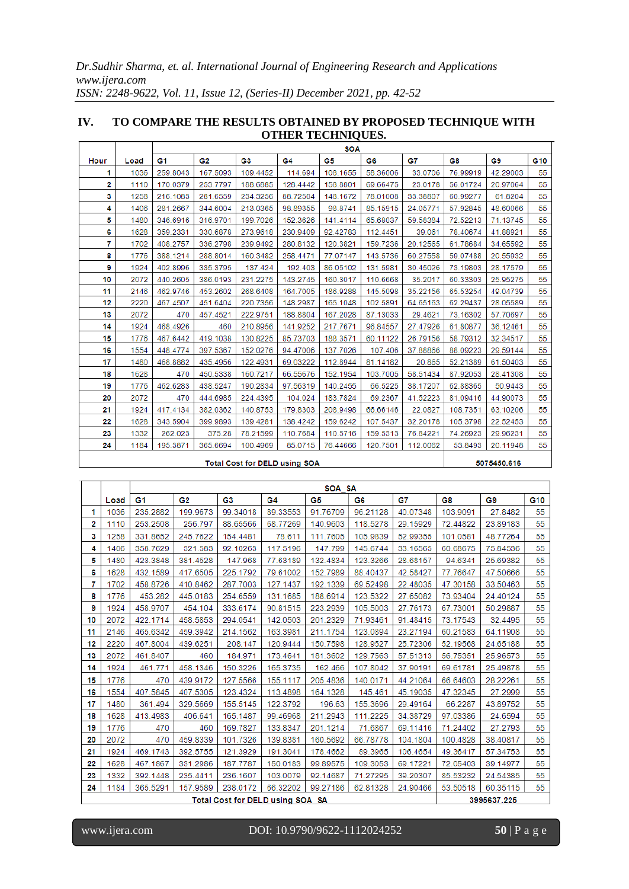## IV. TO COMPARE THE RESULTS OBTAINED BY PROPOSED TECHNIQUE WITH OTHER TECHNIQUES.

| Hour | Load | SOA | | | | | | | | | |
|---|---|---|---|---|---|---|---|---|---|---|---|
| | | G1 | G2 | G3 | G4 | G5 | G6 | G7 | G8 | G9 | G10 |
| 1 | 1036 | 259.8043 | 167.5093 | 109.4452 | 114.694 | 108.1655 | 56.36006 | 33.0706 | 76.99919 | 42.29003 | 55 |
| 2 | 1110 | 170.0379 | 253.7797 | 188.6885 | 128.4442 | 158.8601 | 69.66475 | 23.0178 | 56.01724 | 20.97064 | 55 |
| 3 | 1258 | 216.1083 | 281.6559 | 234.3256 | 88.72504 | 148.1672 | 78.01008 | 33.38807 | 60.99277 | 61.8204 | 55 |
| 4 | 1406 | 281.2667 | 344.6004 | 213.0365 | 98.89355 | 98.8741 | 85.15915 | 24.05771 | 57.92845 | 48.60066 | 55 |
| 5 | 1480 | 346.6916 | 316.9701 | 199.7026 | 152.3626 | 141.4114 | 65.68037 | 59.58384 | 72.52213 | 71.13745 | 55 |
| 6 | 1628 | 359.2331 | 330.6878 | 273.9618 | 230.9409 | 92.42783 | 112.4451 | 39.061 | 78.40674 | 41.88921 | 55 |
| 7 | 1702 | 408.2757 | 336.2798 | 239.9492 | 280.8132 | 120.3821 | 159.7236 | 20.12565 | 61.78684 | 34.65592 | 55 |
| 8 | 1776 | 388.1214 | 288.8014 | 160.3482 | 258.4471 | 77.07147 | 143.5736 | 60.27558 | 59.07488 | 20.55932 | 55 |
| 9 | 1924 | 402.8906 | 335.3795 | 137.424 | 192.403 | 86.05102 | 131.5981 | 30.45026 | 73.19803 | 28.17579 | 55 |
| 10 | 2072 | 440.2605 | 386.0193 | 231.2275 | 143.2745 | 160.3017 | 110.6668 | 35.2017 | 60.33303 | 25.95275 | 55 |
| 11 | 2146 | 462.9746 | 453.2602 | 268.6408 | 164.7005 | 186.9288 | 145.5098 | 35.22156 | 65.53254 | 49.04739 | 55 |
| 12 | 2220 | 467.4507 | 451.6404 | 220.7356 | 148.2987 | 165.1048 | 102.5891 | 64.65163 | 62.29437 | 28.05589 | 55 |
| 13 | 2072 | 470 | 457.4521 | 222.9751 | 188.8804 | 167.2028 | 87.13033 | 29.4621 | 73.16302 | 57.70697 | 55 |
| 14 | 1924 | 468.4926 | 460 | 210.8956 | 141.9252 | 217.7671 | 96.84557 | 27.47926 | 61.80877 | 36.12461 | 55 |
| 15 | 1776 | 467.6442 | 419.1036 | 130.8225 | 85.73703 | 188.3571 | 60.11122 | 26.79156 | 58.79312 | 32.34517 | 55 |
| 16 | 1554 | 448.4774 | 397.5367 | 152.0276 | 94.47006 | 137.7026 | 107.406 | 37.88866 | 88.09223 | 29.59144 | 55 |
| 17 | 1480 | 468.8882 | 435.4956 | 122.4931 | 69.03222 | 112.8944 | 81.14182 | 20.865 | 52.21389 | 61.50403 | 55 |
| 18 | 1628 | 470 | 450.5338 | 160.7217 | 66.55676 | 152.1954 | 103.7005 | 58.51434 | 87.92053 | 28.41308 | 55 |
| 19 | 1776 | 462.6283 | 438.5247 | 190.2834 | 97.56319 | 140.2455 | 66.5225 | 38.17207 | 52.88365 | 50.9443 | 55 |
| 20 | 2072 | 470 | 444.6985 | 224.4395 | 104.024 | 183.7824 | 69.2367 | 41.52223 | 81.09416 | 44.90073 | 55 |
| 21 | 1924 | 417.4134 | 382.0362 | 140.8753 | 179.8303 | 208.9496 | 66.66146 | 22.0827 | 108.7351 | 63.10206 | 55 |
| 22 | 1628 | 343.5904 | 399.9893 | 139.4281 | 138.4242 | 159.6242 | 107.5437 | 32.20178 | 105.3796 | 22.52453 | 55 |
| 23 | 1332 | 262.023 | 375.26 | 76.21599 | 110.7684 | 110.5716 | 159.5313 | 76.84221 | 74.26923 | 29.96231 | 55 |
| 24 | 1184 | 195.3871 | 365.6694 | 100.4969 | 85.0715 | 76.44666 | 120.7501 | 112.0062 | 53.8493 | 20.11946 | 55 |
| Total Cost for DELD using SOA | | | | | | | | | 5075450.616 | | |

| | Load | SOA_SA | | | | | | | | | |
|---|---|---|---|---|---|---|---|---|---|---|---|
| | | G1 | G2 | G3 | G4 | G5 | G6 | G7 | G8 | G9 | G10 |
| 1 | 1036 | 235.2882 | 199.9673 | 99.34018 | 89.33553 | 91.76709 | 96.21128 | 40.07348 | 103.9091 | 27.8482 | 55 |
| 2 | 1110 | 253.2508 | 256.797 | 88.65566 | 68.77269 | 140.9603 | 118.5278 | 29.15929 | 72.44822 | 23.89183 | 55 |
| 3 | 1258 | 331.8652 | 245.7622 | 154.4481 | 78.611 | 111.7605 | 105.9839 | 52.99355 | 101.0581 | 48.77264 | 55 |
| 4 | 1406 | 356.7629 | 321.563 | 92.10263 | 117.5196 | 147.799 | 145.6744 | 33.16565 | 60.68675 | 75.84536 | 55 |
| 5 | 1480 | 423.3848 | 381.4528 | 147.968 | 77.63189 | 132.4834 | 123.3266 | 28.68157 | 94.6341 | 25.69382 | 55 |
| 6 | 1628 | 432.1589 | 417.6505 | 225.1792 | 79.61002 | 152.7989 | 88.40437 | 42.58427 | 77.76647 | 47.50666 | 55 |
| 7 | 1702 | 458.8726 | 410.8462 | 287.7003 | 127.1437 | 192.1339 | 69.52498 | 22.48035 | 47.30158 | 33.50463 | 55 |
| 8 | 1776 | 453.282 | 445.0183 | 254.6559 | 131.1685 | 188.6914 | 123.5322 | 27.65082 | 73.93404 | 24.40124 | 55 |
| 9 | 1924 | 458.9707 | 454.104 | 333.6174 | 90.81515 | 223.2939 | 105.5003 | 27.76173 | 67.73001 | 50.29887 | 55 |
| 10 | 2072 | 422.1714 | 458.5853 | 294.0541 | 142.0503 | 201.2329 | 71.93461 | 91.48415 | 73.17543 | 32.4495 | 55 |
| 11 | 2146 | 465.6342 | 459.3942 | 214.1562 | 163.3981 | 211.1754 | 123.0894 | 23.27194 | 60.21583 | 64.11908 | 55 |
| 12 | 2220 | 467.8004 | 439.6251 | 208.147 | 120.9444 | 150.7598 | 128.9527 | 25.72306 | 52.19566 | 24.65188 | 55 |
| 13 | 2072 | 461.8407 | 460 | 184.971 | 173.4641 | 181.3602 | 129.7563 | 57.51313 | 56.75351 | 25.96573 | 55 |
| 14 | 1924 | 461.771 | 458.1346 | 150.3226 | 165.3735 | 162.466 | 107.8042 | 37.90191 | 69.61781 | 25.49878 | 55 |
| 15 | 1776 | 470 | 439.9172 | 127.5566 | 155.1117 | 205.4836 | 140.0171 | 44.21064 | 66.64603 | 28.22261 | 55 |
| 16 | 1554 | 407.5845 | 407.5305 | 123.4324 | 113.4898 | 164.1328 | 145.461 | 45.19035 | 47.32345 | 27.2999 | 55 |
| 17 | 1480 | 361.494 | 329.5669 | 155.5145 | 122.3792 | 196.63 | 155.3696 | 29.49164 | 66.2287 | 43.89752 | 55 |
| 18 | 1628 | 413.4983 | 406.641 | 165.1487 | 99.46968 | 211.2943 | 111.2225 | 34.38729 | 97.03386 | 24.6594 | 55 |
| 19 | 1776 | 470 | 460 | 169.7827 | 133.8347 | 201.1214 | 71.6867 | 69.11416 | 71.24402 | 27.2793 | 55 |
| 20 | 2072 | 470 | 459.8339 | 101.7326 | 139.8381 | 160.5692 | 66.78778 | 104.1804 | 100.4828 | 38.40817 | 55 |
| 21 | 1924 | 469.1743 | 392.5755 | 121.3929 | 191.3041 | 178.4662 | 89.3965 | 106.4654 | 49.36417 | 57.34753 | 55 |
| 22 | 1628 | 467.1667 | 331.2986 | 187.7767 | 150.0183 | 99.89575 | 109.3053 | 69.17221 | 72.05403 | 39.14977 | 55 |
| 23 | 1332 | 392.1448 | 235.4411 | 236.1607 | 103.0079 | 92.14687 | 71.27295 | 39.20307 | 85.53232 | 24.54385 | 55 |
| 24 | 1184 | 365.5291 | 157.9589 | 238.0172 | 56.32202 | 99.27186 | 62.81328 | 24.90466 | 53.50518 | 60.35115 | 55 |
| Total Cost for DELD using SOA_SA | | | | | | | | | 3995637.225 | | |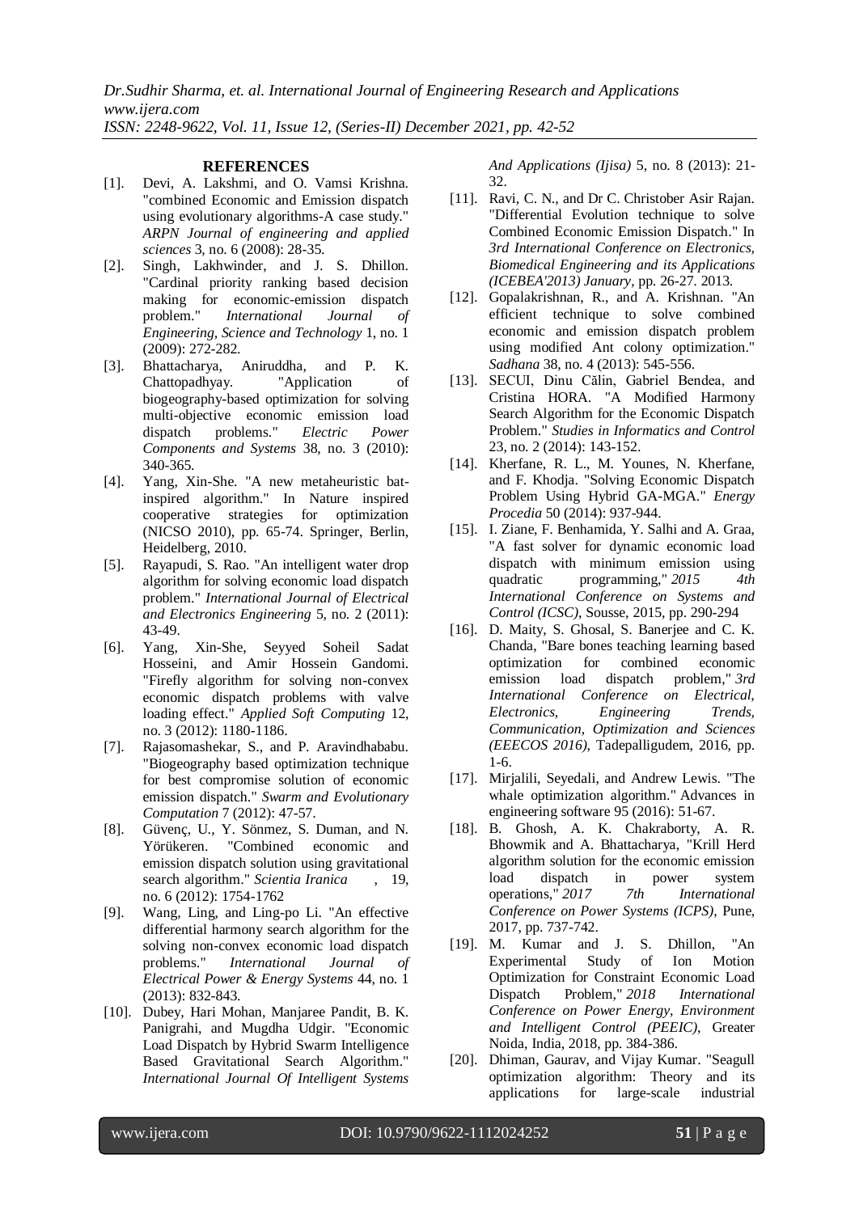### REFERENCES

[1]. Devi, A. Lakshmi, and O. Vamsi Krishna. "combined Economic and Emission dispatch using evolutionary algorithms-A case study." *ARPN Journal of engineering and applied sciences* 3, no. 6 (2008): 28-35.

[2]. Singh, Lakhwinder, and J. S. Dhillon. "Cardinal priority ranking based decision making for economic-emission dispatch problem." *International Journal of Engineering, Science and Technology* 1, no. 1 (2009): 272-282.

[3]. Bhattacharya, Aniruddha, and P. K. Chattopadhyay. "Application of biogeography-based optimization for solving multi-objective economic emission load dispatch problems." *Electric Power Components and Systems* 38, no. 3 (2010): 340-365.

[4]. Yang, Xin-She. "A new metaheuristic bat-inspired algorithm." In Nature inspired cooperative strategies for optimization (NICSO 2010), pp. 65-74. Springer, Berlin, Heidelberg, 2010.

[5]. Rayapudi, S. Rao. "An intelligent water drop algorithm for solving economic load dispatch problem." *International Journal of Electrical and Electronics Engineering* 5, no. 2 (2011): 43-49.

[6]. Yang, Xin-She, Seyyed Soheil Sadat Hosseini, and Amir Hossein Gandomi. "Firefly algorithm for solving non-convex economic dispatch problems with valve loading effect." *Applied Soft Computing* 12, no. 3 (2012): 1180-1186.

[7]. Rajasomashekar, S., and P. Aravindhababu. "Biogeography based optimization technique for best compromise solution of economic emission dispatch." *Swarm and Evolutionary Computation* 7 (2012): 47-57.

[8]. Güvenç, U., Y. Sönmez, S. Duman, and N. Yörükeren. "Combined economic and emission dispatch solution using gravitational search algorithm." *Scientia Iranica* , 19, no. 6 (2012): 1754-1762

[9]. Wang, Ling, and Ling-po Li. "An effective differential harmony search algorithm for the solving non-convex economic load dispatch problems." *International Journal of Electrical Power & Energy Systems* 44, no. 1 (2013): 832-843.

[10]. Dubey, Hari Mohan, Manjaree Pandit, B. K. Panigrahi, and Mugdha Udgir. "Economic Load Dispatch by Hybrid Swarm Intelligence Based Gravitational Search Algorithm." *International Journal Of Intelligent Systems And Applications (Ijisa)* 5, no. 8 (2013): 21-32.

[11]. Ravi, C. N., and Dr C. Christober Asir Rajan. "Differential Evolution technique to solve Combined Economic Emission Dispatch." In *3rd International Conference on Electronics, Biomedical Engineering and its Applications (ICEBEA'2013) January*, pp. 26-27. 2013.

[12]. Gopalakrishnan, R., and A. Krishnan. "An efficient technique to solve combined economic and emission dispatch problem using modified Ant colony optimization." *Sadhana* 38, no. 4 (2013): 545-556.

[13]. SECUI, Dinu Călin, Gabriel Bendea, and Cristina HORA. "A Modified Harmony Search Algorithm for the Economic Dispatch Problem." *Studies in Informatics and Control* 23, no. 2 (2014): 143-152.

[14]. Kherfane, R. L., M. Younes, N. Kherfane, and F. Khodja. "Solving Economic Dispatch Problem Using Hybrid GA-MGA." *Energy Procedia* 50 (2014): 937-944.

[15]. I. Ziane, F. Benhamida, Y. Salhi and A. Graa, "A fast solver for dynamic economic load dispatch with minimum emission using quadratic programming," *2015 4th International Conference on Systems and Control (ICSC)*, Sousse, 2015, pp. 290-294

[16]. D. Maity, S. Ghosal, S. Banerjee and C. K. Chanda, "Bare bones teaching learning based optimization for combined economic emission load dispatch problem," *3rd International Conference on Electrical, Electronics, Engineering Trends, Communication, Optimization and Sciences (EEECOS 2016)*, Tadepalligudem, 2016, pp. 1-6.

[17]. Mirjalili, Seyedali, and Andrew Lewis. "The whale optimization algorithm." Advances in engineering software 95 (2016): 51-67.

[18]. B. Ghosh, A. K. Chakraborty, A. R. Bhowmik and A. Bhattacharya, "Krill Herd algorithm solution for the economic emission load dispatch in power system operations," *2017 7th International Conference on Power Systems (ICPS)*, Pune, 2017, pp. 737-742.

[19]. M. Kumar and J. S. Dhillon, "An Experimental Study of Ion Motion Optimization for Constraint Economic Load Dispatch Problem," *2018 International Conference on Power Energy, Environment and Intelligent Control (PEEIC)*, Greater Noida, India, 2018, pp. 384-386.

[20]. Dhiman, Gaurav, and Vijay Kumar. "Seagull optimization algorithm: Theory and its applications for large-scale industrial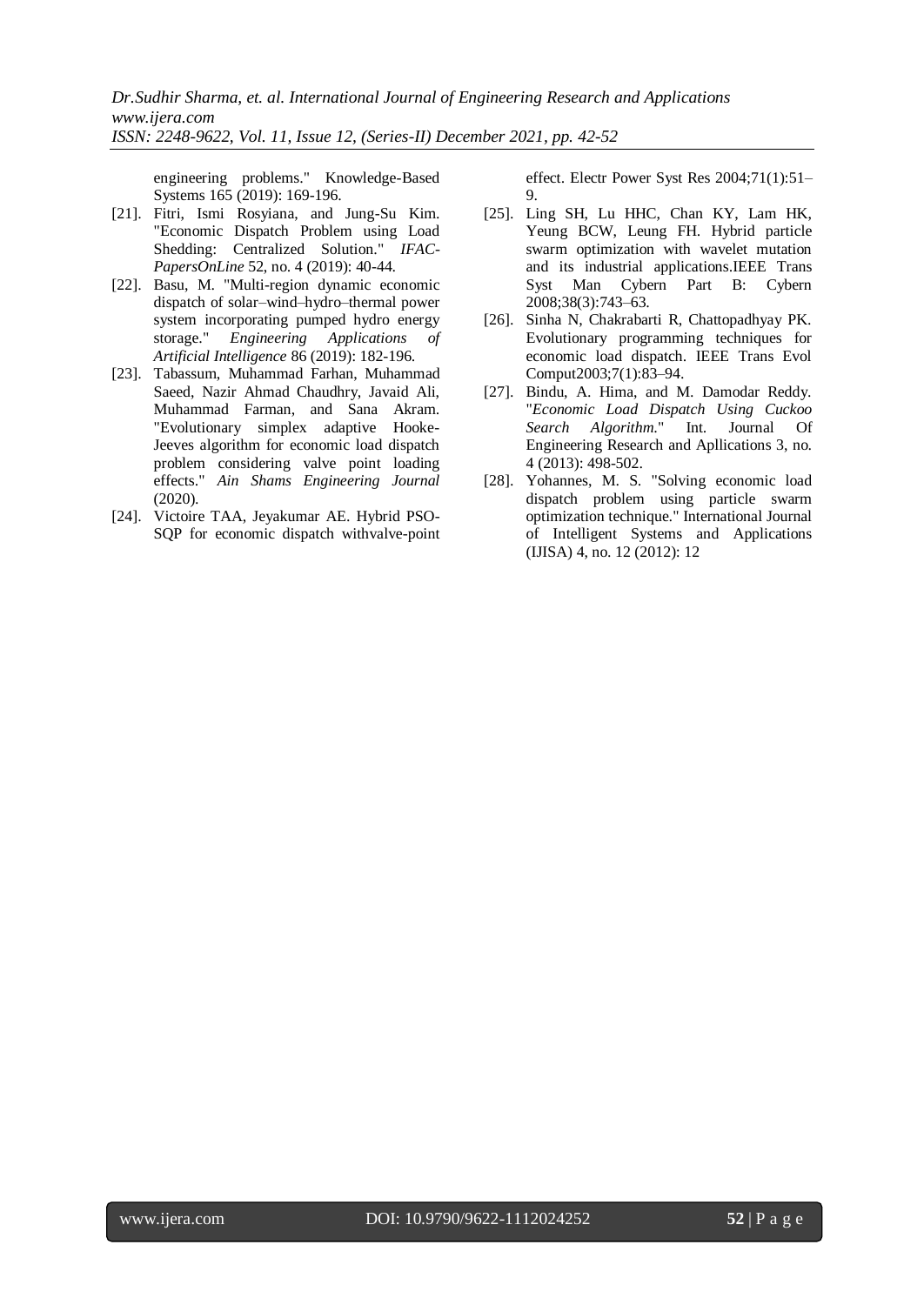engineering problems." Knowledge-Based Systems 165 (2019): 169-196.

[21]. Fitri, Ismi Rosyiana, and Jung-Su Kim. "Economic Dispatch Problem using Load Shedding: Centralized Solution." *IFAC-PapersOnLine* 52, no. 4 (2019): 40-44.

[22]. Basu, M. "Multi-region dynamic economic dispatch of solar–wind–hydro–thermal power system incorporating pumped hydro energy storage." *Engineering Applications of Artificial Intelligence* 86 (2019): 182-196.

[23]. Tabassum, Muhammad Farhan, Muhammad Saeed, Nazir Ahmad Chaudhry, Javaid Ali, Muhammad Farman, and Sana Akram. "Evolutionary simplex adaptive Hooke-Jeeves algorithm for economic load dispatch problem considering valve point loading effects." *Ain Shams Engineering Journal* (2020).

[24]. Victoire TAA, Jeyakumar AE. Hybrid PSO-SQP for economic dispatch withvalve-point effect. Electr Power Syst Res 2004;71(1):51–9.

[25]. Ling SH, Lu HHC, Chan KY, Lam HK, Yeung BCW, Leung FH. Hybrid particle swarm optimization with wavelet mutation and its industrial applications.IEEE Trans Syst Man Cybern Part B: Cybern 2008;38(3):743–63.

[26]. Sinha N, Chakrabarti R, Chattopadhyay PK. Evolutionary programming techniques for economic load dispatch. IEEE Trans Evol Comput2003;7(1):83–94.

[27]. Bindu, A. Hima, and M. Damodar Reddy. "*Economic Load Dispatch Using Cuckoo Search Algorithm.*" Int. Journal Of Engineering Research and Apllications 3, no. 4 (2013): 498-502.

[28]. Yohannes, M. S. "Solving economic load dispatch problem using particle swarm optimization technique." International Journal of Intelligent Systems and Applications (IJISA) 4, no. 12 (2012): 12